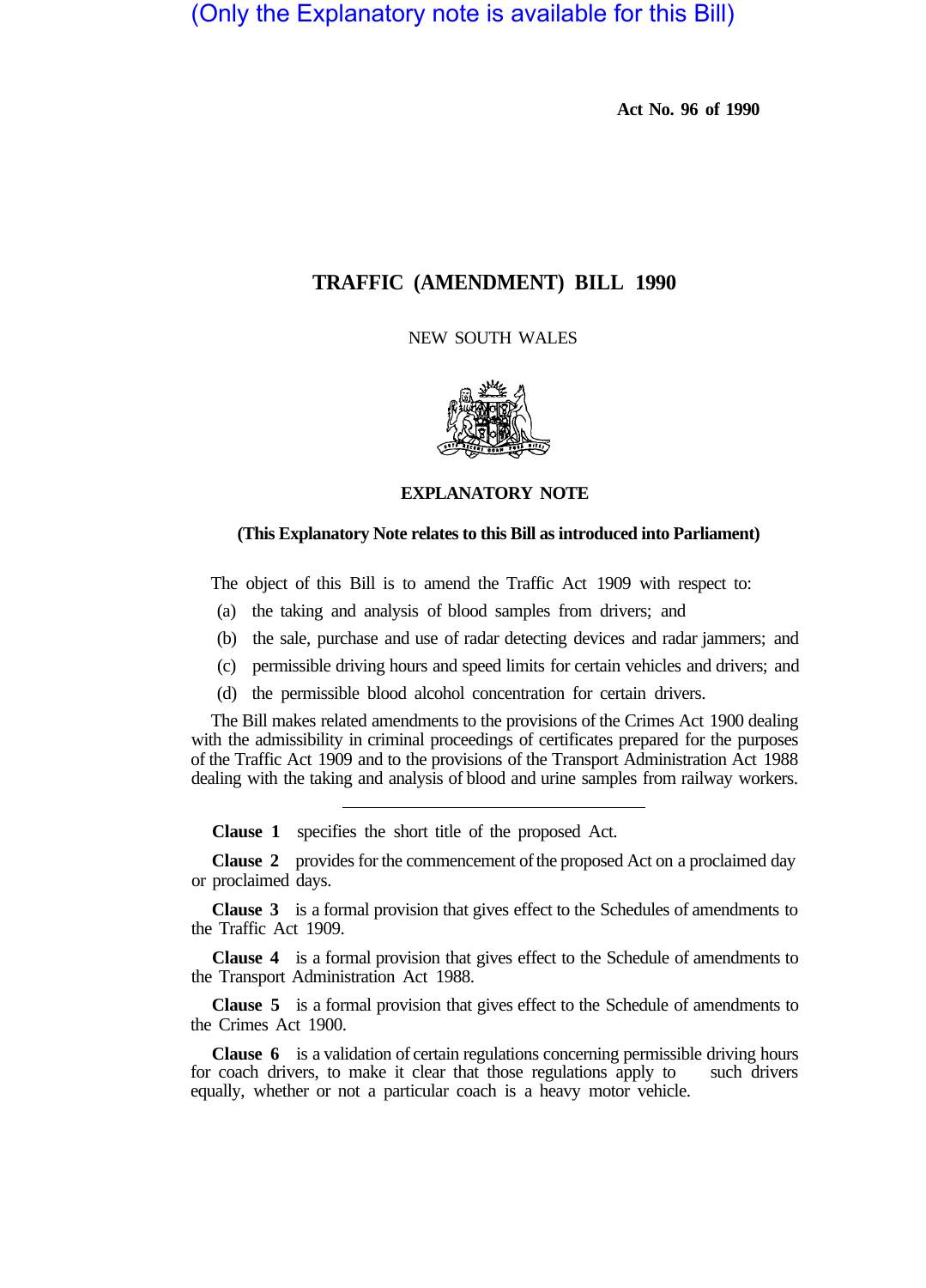(Only the Explanatory note is available for this Bill)

**Act No. 96 of 1990**

# TRAFFIC (AMENDMENT) BILL 1990

NEW SOUTH WALES

## EXPLANATORY NOTE

**(This Explanatory Note relates to this Bill as introduced into Parliament)**

The object of this Bill is to amend the Traffic Act 1909 with respect to:

(a) the taking and analysis of blood samples from drivers; and

(b) the sale, purchase and use of radar detecting devices and radar jammers; and

(c) permissible driving hours and speed limits for certain vehicles and drivers; and

(d) the permissible blood alcohol concentration for certain drivers.

The Bill makes related amendments to the provisions of the Crimes Act 1900 dealing with the admissibility in criminal proceedings of certificates prepared for the purposes of the Traffic Act 1909 and to the provisions of the Transport Administration Act 1988 dealing with the taking and analysis of blood and urine samples from railway workers.

---

**Clause 1** specifies the short title of the proposed Act.

**Clause 2** provides for the commencement of the proposed Act on a proclaimed day or proclaimed days.

**Clause 3** is a formal provision that gives effect to the Schedules of amendments to the Traffic Act 1909.

**Clause 4** is a formal provision that gives effect to the Schedule of amendments to the Transport Administration Act 1988.

**Clause 5** is a formal provision that gives effect to the Schedule of amendments to the Crimes Act 1900.

**Clause 6** is a validation of certain regulations concerning permissible driving hours for coach drivers, to make it clear that those regulations apply to such drivers equally, whether or not a particular coach is a heavy motor vehicle.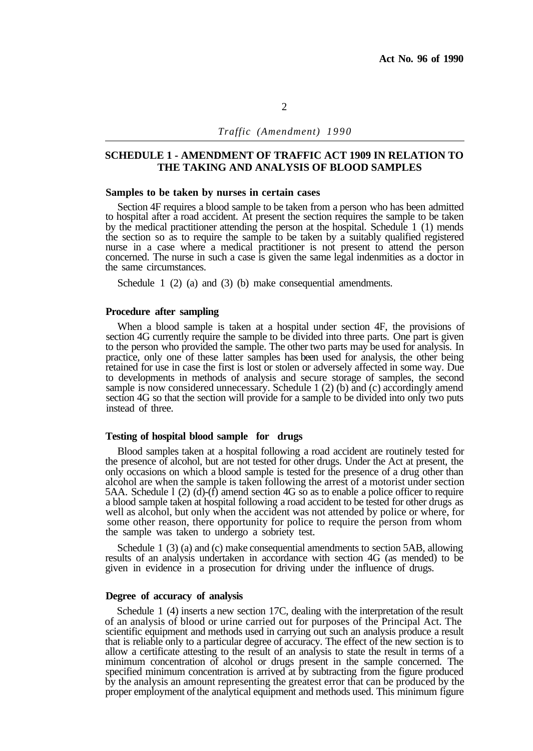## SCHEDULE 1 - AMENDMENT OF TRAFFIC ACT 1909 IN RELATION TO THE TAKING AND ANALYSIS OF BLOOD SAMPLES

**Samples to be taken by nurses in certain cases**

Section 4F requires a blood sample to be taken from a person who has been admitted to hospital after a road accident. At present the section requires the sample to be taken by the medical practitioner attending the person at the hospital. Schedule 1 (1) mends the section so as to require the sample to be taken by a suitably qualified registered nurse in a case where a medical practitioner is not present to attend the person concerned. The nurse in such a case is given the same legal indenmities as a doctor in the same circumstances.

Schedule 1 (2) (a) and (3) (b) make consequential amendments.

**Procedure after sampling**

When a blood sample is taken at a hospital under section 4F, the provisions of section 4G currently require the sample to be divided into three parts. One part is given to the person who provided the sample. The other two parts may be used for analysis. In practice, only one of these latter samples has been used for analysis, the other being retained for use in case the first is lost or stolen or adversely affected in some way. Due to developments in methods of analysis and secure storage of samples, the second sample is now considered unnecessary. Schedule 1 (2) (b) and (c) accordingly amend section 4G so that the section will provide for a sample to be divided into only two puts instead of three.

**Testing of hospital blood sample for drugs**

Blood samples taken at a hospital following a road accident are routinely tested for the presence of alcohol, but are not tested for other drugs. Under the Act at present, the only occasions on which a blood sample is tested for the presence of a drug other than alcohol are when the sample is taken following the arrest of a motorist under section 5AA. Schedule l (2) (d)-(f) amend section 4G so as to enable a police officer to require a blood sample taken at hospital following a road accident to be tested for other drugs as well as alcohol, but only when the accident was not attended by police or where, for some other reason, there opportunity for police to require the person from whom the sample was taken to undergo a sobriety test.

Schedule 1 (3) (a) and (c) make consequential amendments to section 5AB, allowing results of an analysis undertaken in accordance with section 4G (as mended) to be given in evidence in a prosecution for driving under the influence of drugs.

**Degree of accuracy of analysis**

Schedule 1 (4) inserts a new section 17C, dealing with the interpretation of the result of an analysis of blood or urine carried out for purposes of the Principal Act. The scientific equipment and methods used in carrying out such an analysis produce a result that is reliable only to a particular degree of accuracy. The effect of the new section is to allow a certificate attesting to the result of an analysis to state the result in terms of a minimum concentration of alcohol or drugs present in the sample concerned. The specified minimum concentration is arrived at by subtracting from the figure produced by the analysis an amount representing the greatest error that can be produced by the proper employment of the analytical equipment and methods used. This minimum figure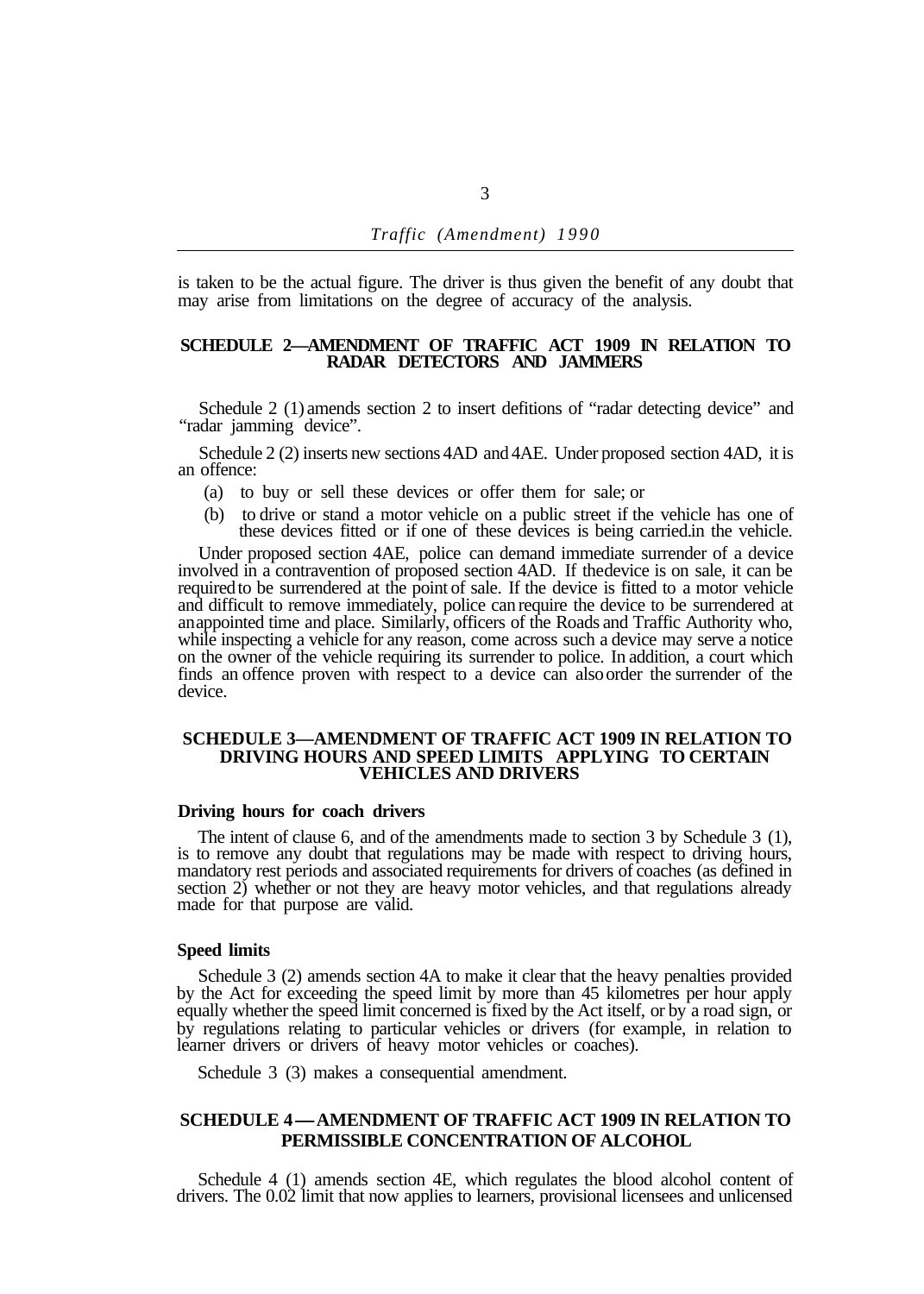is taken to be the actual figure. The driver is thus given the benefit of any doubt that may arise from limitations on the degree of accuracy of the analysis.

## SCHEDULE 2—AMENDMENT OF TRAFFIC ACT 1909 IN RELATION TO RADAR DETECTORS AND JAMMERS

Schedule 2 (1) amends section 2 to insert defitions of "radar detecting device" and "radar jamming device".

Schedule 2 (2) inserts new sections 4AD and 4AE. Under proposed section 4AD, it is an offence:

(a) to buy or sell these devices or offer them for sale; or

(b) to drive or stand a motor vehicle on a public street if the vehicle has one of these devices fitted or if one of these devices is being carried.in the vehicle.

Under proposed section 4AE, police can demand immediate surrender of a device involved in a contravention of proposed section 4AD. If thedevice is on sale, it can be required to be surrendered at the point of sale. If the device is fitted to a motor vehicle and difficult to remove immediately, police can require the device to be surrendered at an appointed time and place. Similarly, officers of the Roads and Traffic Authority who, while inspecting a vehicle for any reason, come across such a device may serve a notice on the owner of the vehicle requiring its surrender to police. In addition, a court which finds an offence proven with respect to a device can also order the surrender of the device.

## SCHEDULE 3—AMENDMENT OF TRAFFIC ACT 1909 IN RELATION TO DRIVING HOURS AND SPEED LIMITS APPLYING TO CERTAIN VEHICLES AND DRIVERS

### Driving hours for coach drivers

The intent of clause 6, and of the amendments made to section 3 by Schedule 3 (1), is to remove any doubt that regulations may be made with respect to driving hours, mandatory rest periods and associated requirements for drivers of coaches (as defined in section 2) whether or not they are heavy motor vehicles, and that regulations already made for that purpose are valid.

### Speed limits

Schedule 3 (2) amends section 4A to make it clear that the heavy penalties provided by the Act for exceeding the speed limit by more than 45 kilometres per hour apply equally whether the speed limit concerned is fixed by the Act itself, or by a road sign, or by regulations relating to particular vehicles or drivers (for example, in relation to learner drivers or drivers of heavy motor vehicles or coaches).

Schedule 3 (3) makes a consequential amendment.

## SCHEDULE 4—AMENDMENT OF TRAFFIC ACT 1909 IN RELATION TO PERMISSIBLE CONCENTRATION OF ALCOHOL

Schedule 4 (1) amends section 4E, which regulates the blood alcohol content of drivers. The 0.02 limit that now applies to learners, provisional licensees and unlicensed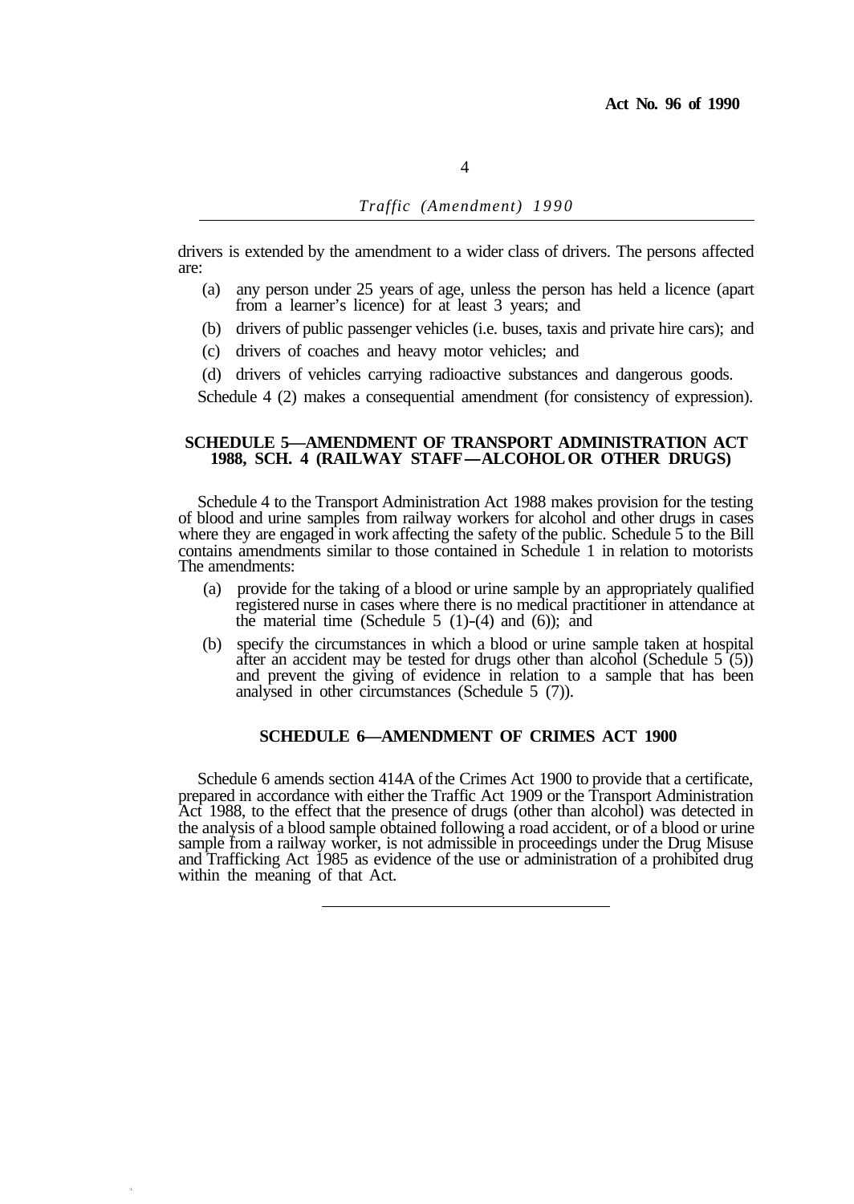drivers is extended by the amendment to a wider class of drivers. The persons affected are:

(a) any person under 25 years of age, unless the person has held a licence (apart from a learner's licence) for at least 3 years; and

(b) drivers of public passenger vehicles (i.e. buses, taxis and private hire cars); and

(c) drivers of coaches and heavy motor vehicles; and

(d) drivers of vehicles carrying radioactive substances and dangerous goods.

Schedule 4 (2) makes a consequential amendment (for consistency of expression).

## SCHEDULE 5—AMENDMENT OF TRANSPORT ADMINISTRATION ACT 1988, SCH. 4 (RAILWAY STAFF—ALCOHOL OR OTHER DRUGS)

Schedule 4 to the Transport Administration Act 1988 makes provision for the testing of blood and urine samples from railway workers for alcohol and other drugs in cases where they are engaged in work affecting the safety of the public. Schedule 5 to the Bill contains amendments similar to those contained in Schedule 1 in relation to motorists The amendments:

(a) provide for the taking of a blood or urine sample by an appropriately qualified registered nurse in cases where there is no medical practitioner in attendance at the material time (Schedule 5 (1)-(4) and (6)); and

(b) specify the circumstances in which a blood or urine sample taken at hospital after an accident may be tested for drugs other than alcohol (Schedule 5 (5)) and prevent the giving of evidence in relation to a sample that has been analysed in other circumstances (Schedule 5 (7)).

## SCHEDULE 6—AMENDMENT OF CRIMES ACT 1900

Schedule 6 amends section 414A of the Crimes Act 1900 to provide that a certificate, prepared in accordance with either the Traffic Act 1909 or the Transport Administration Act 1988, to the effect that the presence of drugs (other than alcohol) was detected in the analysis of a blood sample obtained following a road accident, or of a blood or urine sample from a railway worker, is not admissible in proceedings under the Drug Misuse and Trafficking Act 1985 as evidence of the use or administration of a prohibited drug within the meaning of that Act.